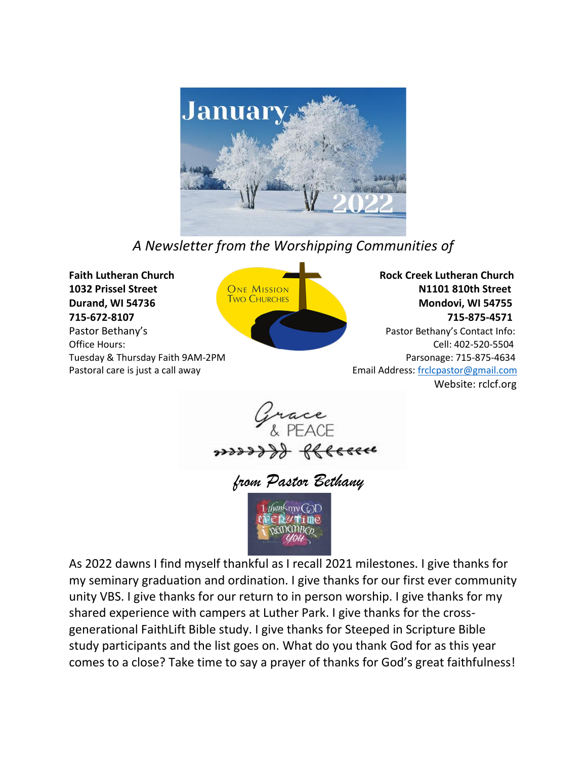# January 2022

*A Newsletter from the Worshipping Communities of*

**Faith Lutheran Church**
**1032 Prissel Street**
**Durand, WI 54736**
**715-672-8107**

Pastor Bethany's
Office Hours:
Tuesday & Thursday Faith 9AM-2PM
Pastoral care is just a call away

ONE MISSION
TWO CHURCHES

**Rock Creek Lutheran Church**
**N1101 810th Street**
**Mondovi, WI 54755**
**715-875-4571**

Pastor Bethany's Contact Info:
Cell: 402-520-5504
Parsonage: 715-875-4634
Email Address: frclcpastor@gmail.com
Website: rclcf.org

## Grace & PEACE

### *from Pastor Bethany*

I thank my GOD every time i remember you

As 2022 dawns I find myself thankful as I recall 2021 milestones. I give thanks for my seminary graduation and ordination. I give thanks for our first ever community unity VBS. I give thanks for our return to in person worship. I give thanks for my shared experience with campers at Luther Park. I give thanks for the cross-generational FaithLift Bible study. I give thanks for Steeped in Scripture Bible study participants and the list goes on. What do you thank God for as this year comes to a close? Take time to say a prayer of thanks for God's great faithfulness!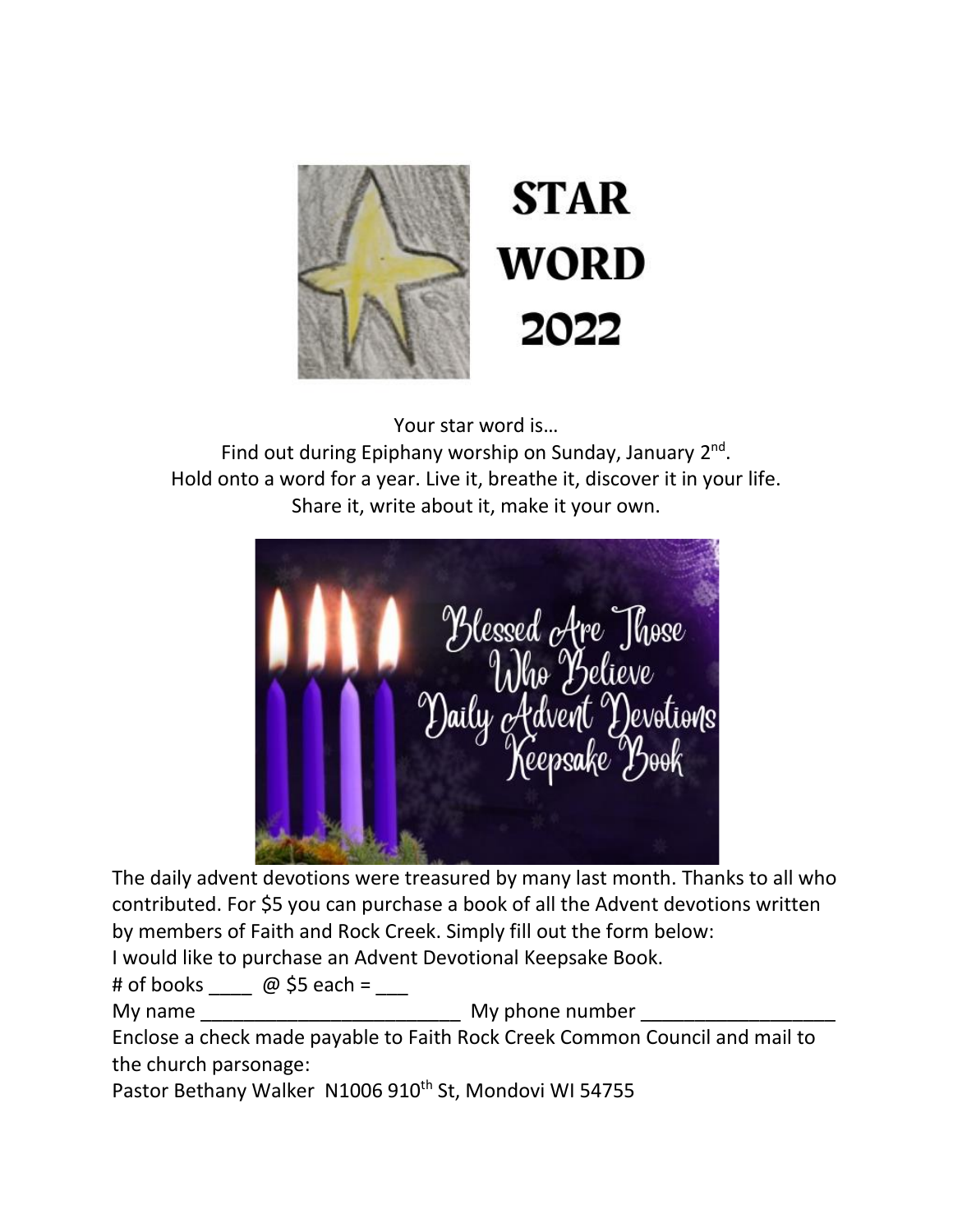# STAR WORD 2022

Your star word is…
Find out during Epiphany worship on Sunday, January 2nd.
Hold onto a word for a year. Live it, breathe it, discover it in your life.
Share it, write about it, make it your own.

## Blessed Are Those Who Believe Daily Advent Devotions Keepsake Book

The daily advent devotions were treasured by many last month. Thanks to all who contributed. For $5 you can purchase a book of all the Advent devotions written by members of Faith and Rock Creek. Simply fill out the form below:

I would like to purchase an Advent Devotional Keepsake Book.

\# of books ____ @ $5 each = ___

My name ________________________ My phone number __________________

Enclose a check made payable to Faith Rock Creek Common Council and mail to the church parsonage:

Pastor Bethany Walker N1006 910th St, Mondovi WI 54755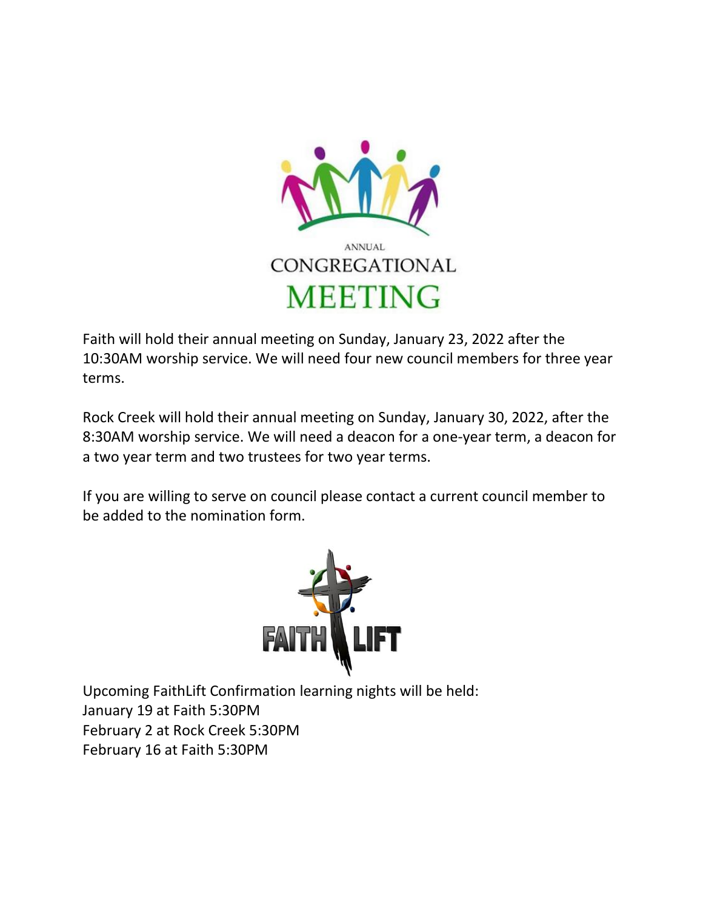ANNUAL

# CONGREGATIONAL MEETING

Faith will hold their annual meeting on Sunday, January 23, 2022 after the 10:30AM worship service. We will need four new council members for three year terms.

Rock Creek will hold their annual meeting on Sunday, January 30, 2022, after the 8:30AM worship service. We will need a deacon for a one-year term, a deacon for a two year term and two trustees for two year terms.

If you are willing to serve on council please contact a current council member to be added to the nomination form.

FAITH LIFT

Upcoming FaithLift Confirmation learning nights will be held:
January 19 at Faith 5:30PM
February 2 at Rock Creek 5:30PM
February 16 at Faith 5:30PM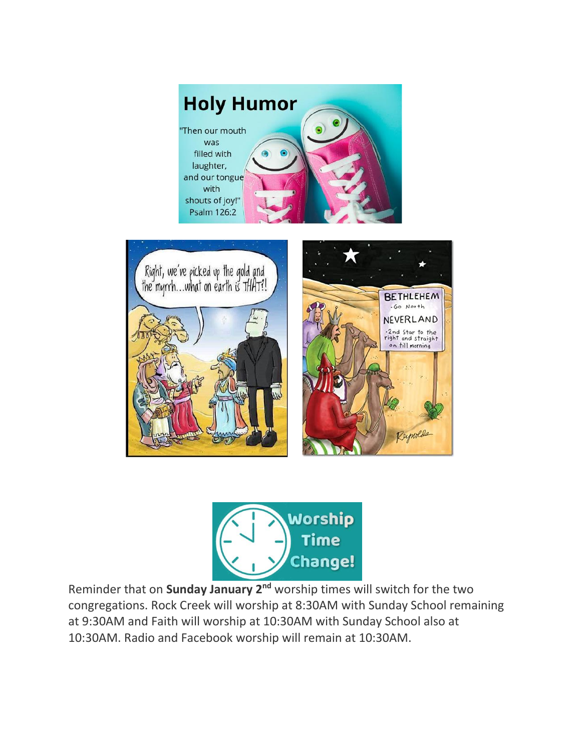# Holy Humor

"Then our mouth was filled with laughter, and our tongue with shouts of joy!" Psalm 126:2

Right, we've picked up the gold and the myrrh...what on earth is THAT?!

BETHLEHEM
- Go North

NEVERLAND
- 2nd Star to the right and straight on till morning

## Worship Time Change!

Reminder that on **Sunday January 2nd** worship times will switch for the two congregations. Rock Creek will worship at 8:30AM with Sunday School remaining at 9:30AM and Faith will worship at 10:30AM with Sunday School also at 10:30AM. Radio and Facebook worship will remain at 10:30AM.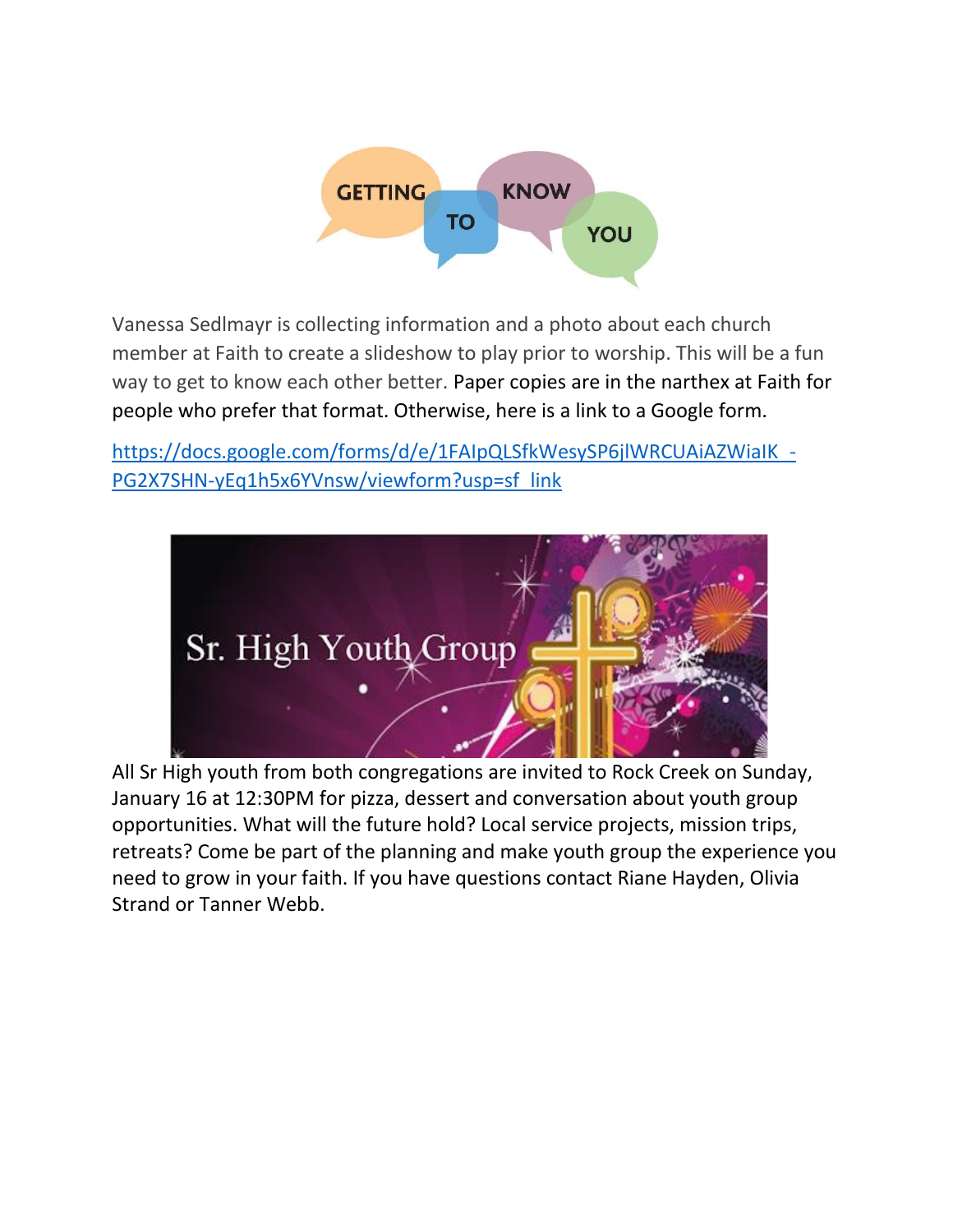# GETTING TO KNOW YOU

Vanessa Sedlmayr is collecting information and a photo about each church member at Faith to create a slideshow to play prior to worship. This will be a fun way to get to know each other better. Paper copies are in the narthex at Faith for people who prefer that format. Otherwise, here is a link to a Google form.

https://docs.google.com/forms/d/e/1FAIpQLSfkWesySP6jlWRCUAiAZWiaIK_-PG2X7SHN-yEq1h5x6YVnsw/viewform?usp=sf_link

# Sr. High Youth Group

All Sr High youth from both congregations are invited to Rock Creek on Sunday, January 16 at 12:30PM for pizza, dessert and conversation about youth group opportunities. What will the future hold? Local service projects, mission trips, retreats? Come be part of the planning and make youth group the experience you need to grow in your faith. If you have questions contact Riane Hayden, Olivia Strand or Tanner Webb.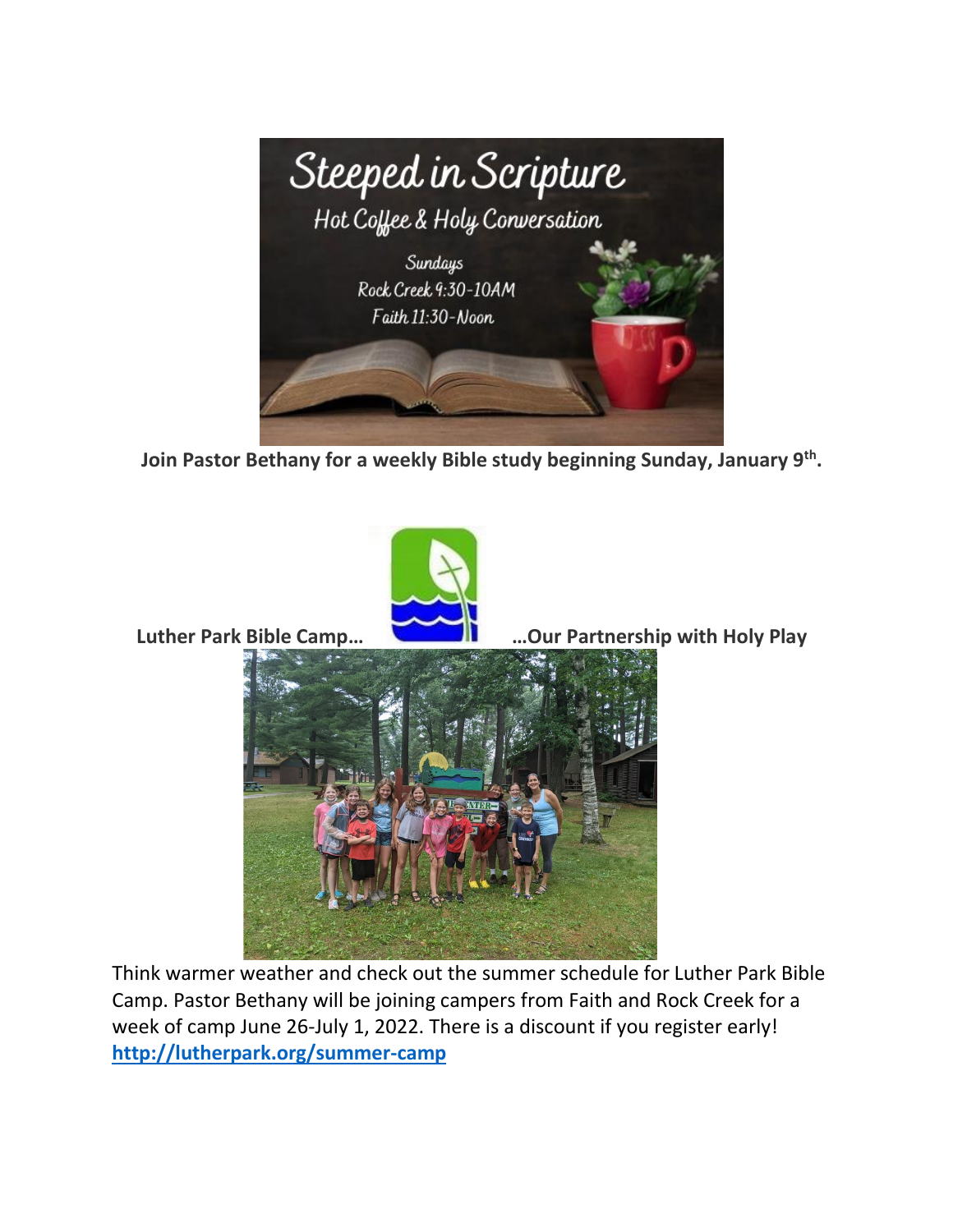Steeped in Scripture

Hot Coffee & Holy Conversation

Sundays
Rock Creek 9:30-10AM
Faith 11:30-Noon

**Join Pastor Bethany for a weekly Bible study beginning Sunday, January 9th.**

**Luther Park Bible Camp… …Our Partnership with Holy Play**

Think warmer weather and check out the summer schedule for Luther Park Bible Camp. Pastor Bethany will be joining campers from Faith and Rock Creek for a week of camp June 26-July 1, 2022. There is a discount if you register early! **http://lutherpark.org/summer-camp**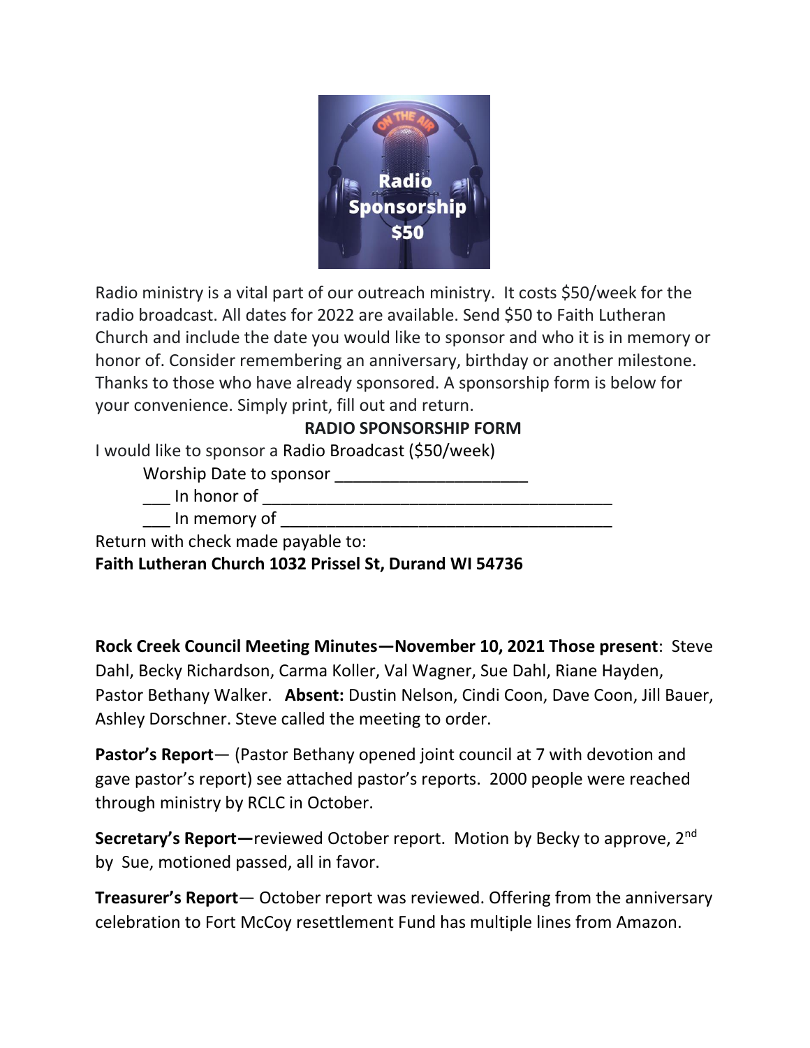Radio ministry is a vital part of our outreach ministry. It costs $50/week for the radio broadcast. All dates for 2022 are available. Send $50 to Faith Lutheran Church and include the date you would like to sponsor and who it is in memory or honor of. Consider remembering an anniversary, birthday or another milestone. Thanks to those who have already sponsored. A sponsorship form is below for your convenience. Simply print, fill out and return.

**RADIO SPONSORSHIP FORM**

I would like to sponsor a Radio Broadcast ($50/week)

Worship Date to sponsor ____________________

___ In honor of ____________________________________

___ In memory of __________________________________

Return with check made payable to:

**Faith Lutheran Church 1032 Prissel St, Durand WI 54736**

**Rock Creek Council Meeting Minutes—November 10, 2021 Those present**: Steve Dahl, Becky Richardson, Carma Koller, Val Wagner, Sue Dahl, Riane Hayden, Pastor Bethany Walker. **Absent:** Dustin Nelson, Cindi Coon, Dave Coon, Jill Bauer, Ashley Dorschner. Steve called the meeting to order.

**Pastor's Report**— (Pastor Bethany opened joint council at 7 with devotion and gave pastor's report) see attached pastor's reports. 2000 people were reached through ministry by RCLC in October.

**Secretary's Report—**reviewed October report. Motion by Becky to approve, 2nd by Sue, motioned passed, all in favor.

**Treasurer's Report**— October report was reviewed. Offering from the anniversary celebration to Fort McCoy resettlement Fund has multiple lines from Amazon.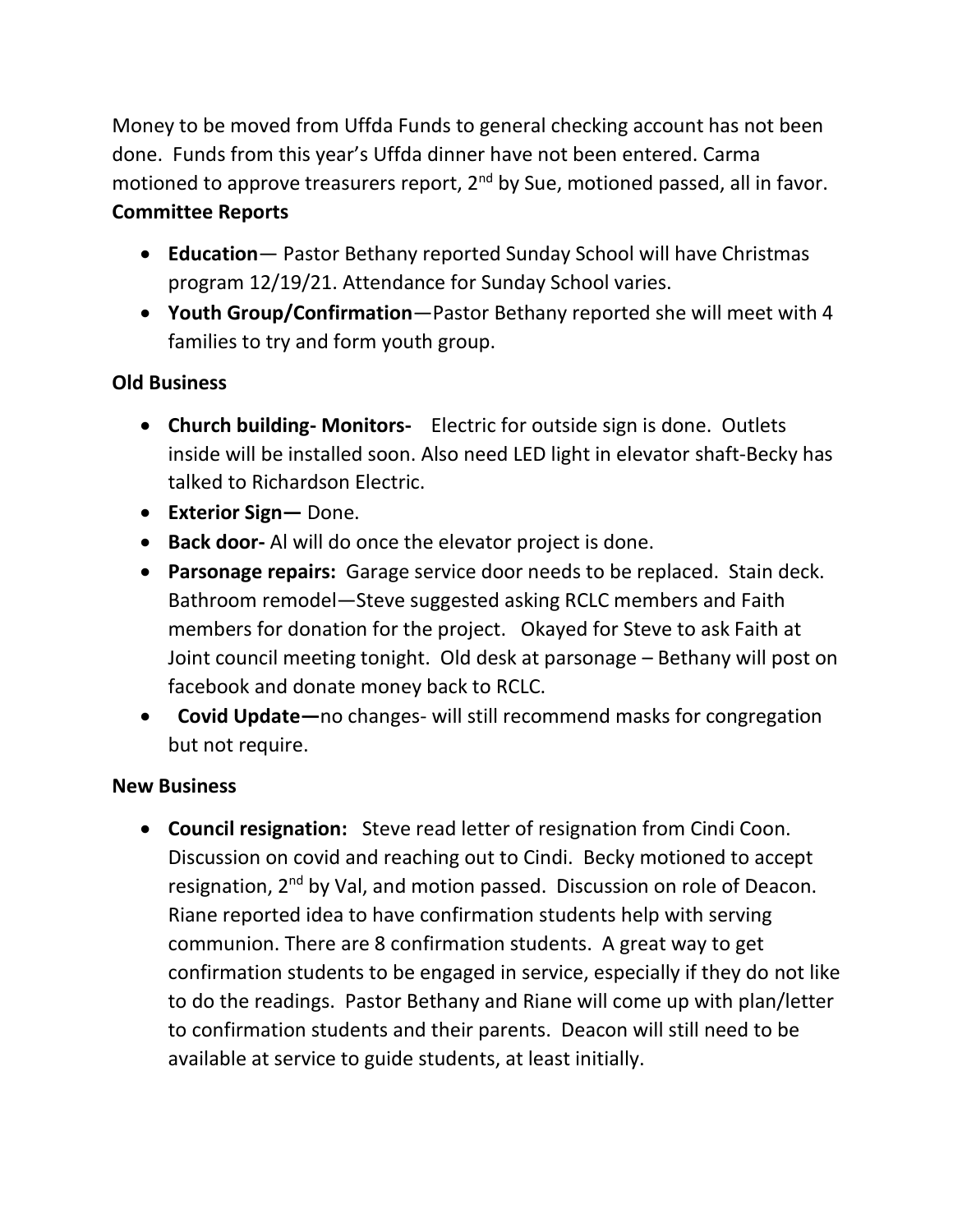Money to be moved from Uffda Funds to general checking account has not been done. Funds from this year's Uffda dinner have not been entered. Carma motioned to approve treasurers report, 2nd by Sue, motioned passed, all in favor.

**Committee Reports**

- **Education**— Pastor Bethany reported Sunday School will have Christmas program 12/19/21. Attendance for Sunday School varies.
- **Youth Group/Confirmation**—Pastor Bethany reported she will meet with 4 families to try and form youth group.

**Old Business**

- **Church building- Monitors-** Electric for outside sign is done. Outlets inside will be installed soon. Also need LED light in elevator shaft-Becky has talked to Richardson Electric.
- **Exterior Sign—** Done.
- **Back door-** Al will do once the elevator project is done.
- **Parsonage repairs:** Garage service door needs to be replaced. Stain deck. Bathroom remodel—Steve suggested asking RCLC members and Faith members for donation for the project. Okayed for Steve to ask Faith at Joint council meeting tonight. Old desk at parsonage – Bethany will post on facebook and donate money back to RCLC.
- **Covid Update—**no changes- will still recommend masks for congregation but not require.

**New Business**

- **Council resignation:** Steve read letter of resignation from Cindi Coon. Discussion on covid and reaching out to Cindi. Becky motioned to accept resignation, 2nd by Val, and motion passed. Discussion on role of Deacon. Riane reported idea to have confirmation students help with serving communion. There are 8 confirmation students. A great way to get confirmation students to be engaged in service, especially if they do not like to do the readings. Pastor Bethany and Riane will come up with plan/letter to confirmation students and their parents. Deacon will still need to be available at service to guide students, at least initially.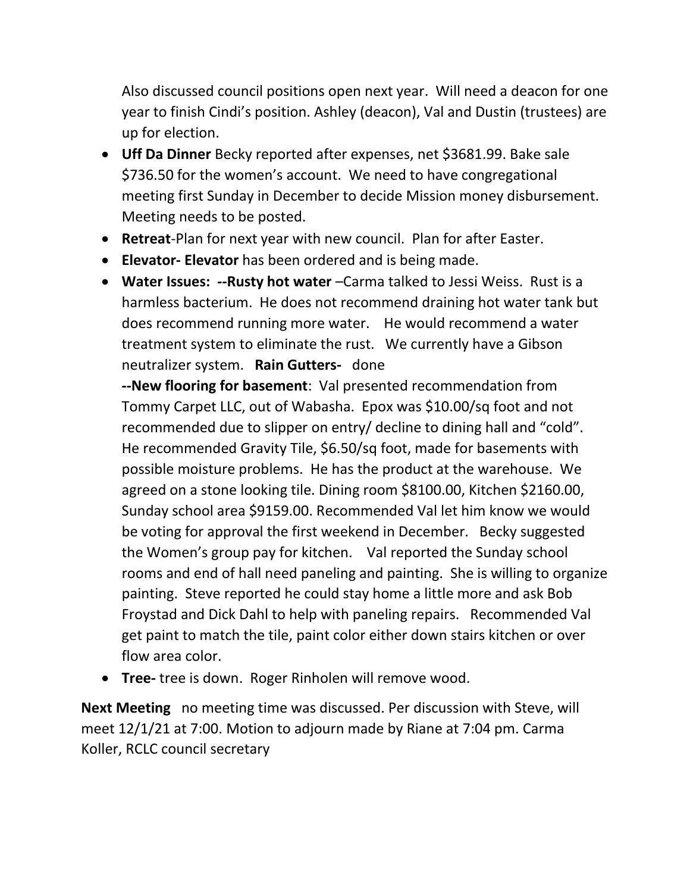Also discussed council positions open next year. Will need a deacon for one year to finish Cindi's position. Ashley (deacon), Val and Dustin (trustees) are up for election.

- **Uff Da Dinner** Becky reported after expenses, net $3681.99. Bake sale $736.50 for the women's account. We need to have congregational meeting first Sunday in December to decide Mission money disbursement. Meeting needs to be posted.
- **Retreat**-Plan for next year with new council. Plan for after Easter.
- **Elevator- Elevator** has been ordered and is being made.
- **Water Issues: --Rusty hot water** –Carma talked to Jessi Weiss. Rust is a harmless bacterium. He does not recommend draining hot water tank but does recommend running more water. He would recommend a water treatment system to eliminate the rust. We currently have a Gibson neutralizer system. **Rain Gutters-** done

  **--New flooring for basement**: Val presented recommendation from Tommy Carpet LLC, out of Wabasha. Epox was $10.00/sq foot and not recommended due to slipper on entry/ decline to dining hall and "cold". He recommended Gravity Tile, $6.50/sq foot, made for basements with possible moisture problems. He has the product at the warehouse. We agreed on a stone looking tile. Dining room $8100.00, Kitchen $2160.00, Sunday school area $9159.00. Recommended Val let him know we would be voting for approval the first weekend in December. Becky suggested the Women's group pay for kitchen. Val reported the Sunday school rooms and end of hall need paneling and painting. She is willing to organize painting. Steve reported he could stay home a little more and ask Bob Froystad and Dick Dahl to help with paneling repairs. Recommended Val get paint to match the tile, paint color either down stairs kitchen or over flow area color.
- **Tree-** tree is down. Roger Rinholen will remove wood.

**Next Meeting** no meeting time was discussed. Per discussion with Steve, will meet 12/1/21 at 7:00. Motion to adjourn made by Riane at 7:04 pm. Carma Koller, RCLC council secretary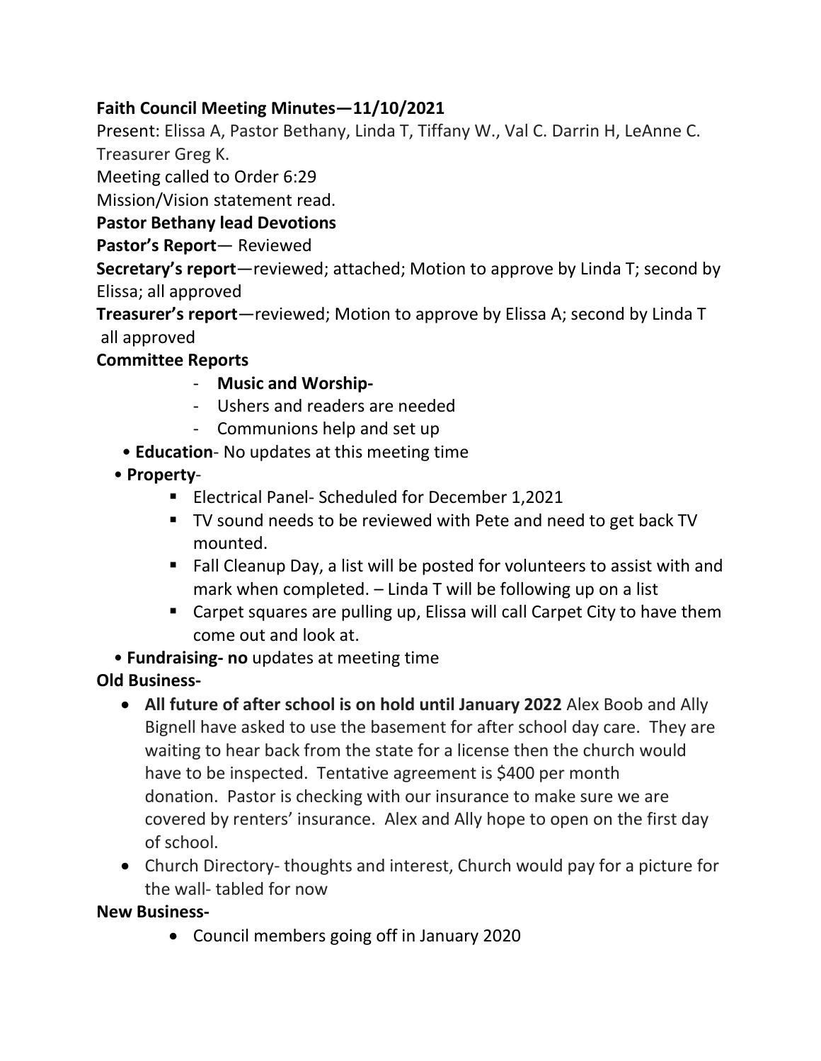**Faith Council Meeting Minutes—11/10/2021**

Present: Elissa A, Pastor Bethany, Linda T, Tiffany W., Val C. Darrin H, LeAnne C. Treasurer Greg K.

Meeting called to Order 6:29

Mission/Vision statement read.

**Pastor Bethany lead Devotions**

**Pastor's Report**— Reviewed

**Secretary's report**—reviewed; attached; Motion to approve by Linda T; second by Elissa; all approved

**Treasurer's report**—reviewed; Motion to approve by Elissa A; second by Linda T all approved

**Committee Reports**

- **Music and Worship-**
- Ushers and readers are needed
- Communions help and set up

• **Education**- No updates at this meeting time

• **Property**-

- Electrical Panel- Scheduled for December 1,2021
- TV sound needs to be reviewed with Pete and need to get back TV mounted.
- Fall Cleanup Day, a list will be posted for volunteers to assist with and mark when completed. – Linda T will be following up on a list
- Carpet squares are pulling up, Elissa will call Carpet City to have them come out and look at.

• **Fundraising- no** updates at meeting time

**Old Business-**

- **All future of after school is on hold until January 2022** Alex Boob and Ally Bignell have asked to use the basement for after school day care. They are waiting to hear back from the state for a license then the church would have to be inspected. Tentative agreement is $400 per month donation. Pastor is checking with our insurance to make sure we are covered by renters' insurance. Alex and Ally hope to open on the first day of school.
- Church Directory- thoughts and interest, Church would pay for a picture for the wall- tabled for now

**New Business-**

- Council members going off in January 2020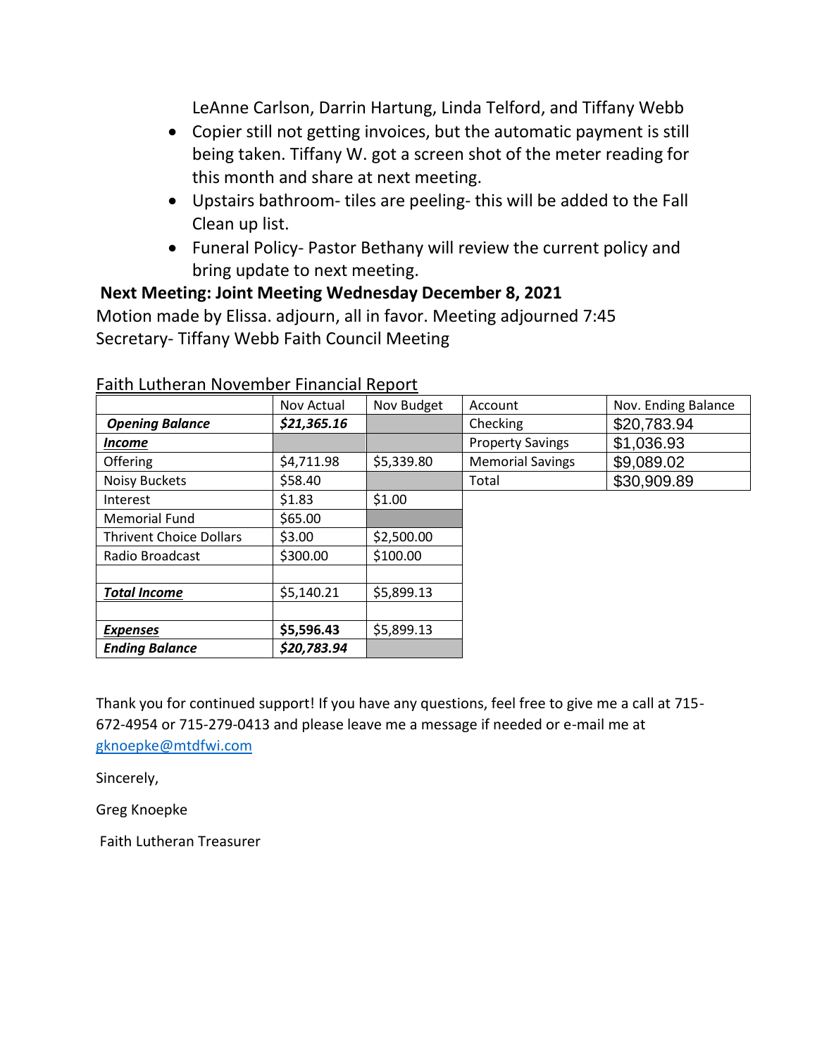LeAnne Carlson, Darrin Hartung, Linda Telford, and Tiffany Webb

- Copier still not getting invoices, but the automatic payment is still being taken. Tiffany W. got a screen shot of the meter reading for this month and share at next meeting.
- Upstairs bathroom- tiles are peeling- this will be added to the Fall Clean up list.
- Funeral Policy- Pastor Bethany will review the current policy and bring update to next meeting.

**Next Meeting: Joint Meeting Wednesday December 8, 2021**

Motion made by Elissa. adjourn, all in favor. Meeting adjourned 7:45

Secretary- Tiffany Webb Faith Council Meeting

Faith Lutheran November Financial Report

| | Nov Actual | Nov Budget |
|---|---|---|
| ***Opening Balance*** | ***$21,365.16*** | |
| ***Income*** | | |
| Offering | $4,711.98 | $5,339.80 |
| Noisy Buckets | $58.40 | |
| Interest | $1.83 | $1.00 |
| Memorial Fund | $65.00 | |
| Thrivent Choice Dollars | $3.00 | $2,500.00 |
| Radio Broadcast | $300.00 | $100.00 |
| | | |
| ***Total Income*** | $5,140.21 | $5,899.13 |
| | | |
| ***Expenses*** | **$5,596.43** | $5,899.13 |
| ***Ending Balance*** | ***$20,783.94*** | |

| Account | Nov. Ending Balance |
|---|---|
| Checking | $20,783.94 |
| Property Savings | $1,036.93 |
| Memorial Savings | $9,089.02 |
| Total | $30,909.89 |

Thank you for continued support! If you have any questions, feel free to give me a call at 715-672-4954 or 715-279-0413 and please leave me a message if needed or e-mail me at gknoepke@mtdfwi.com

Sincerely,

Greg Knoepke

Faith Lutheran Treasurer